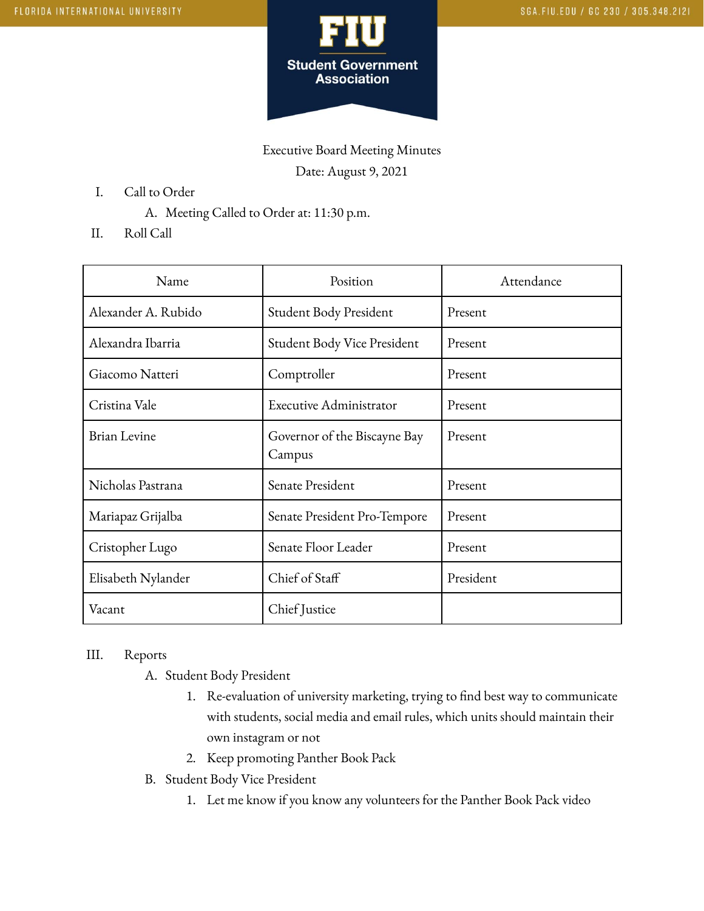Executive Board Meeting Minutes

Date: August 9, 2021

I. Call to Order
   A. Meeting Called to Order at: 11:30 p.m.

II. Roll Call

| Name | Position | Attendance |
|---|---|---|
| Alexander A. Rubido | Student Body President | Present |
| Alexandra Ibarria | Student Body Vice President | Present |
| Giacomo Natteri | Comptroller | Present |
| Cristina Vale | Executive Administrator | Present |
| Brian Levine | Governor of the Biscayne Bay Campus | Present |
| Nicholas Pastrana | Senate President | Present |
| Mariapaz Grijalba | Senate President Pro-Tempore | Present |
| Cristopher Lugo | Senate Floor Leader | Present |
| Elisabeth Nylander | Chief of Staff | President |
| Vacant | Chief Justice | |

III. Reports
   A. Student Body President
      1. Re-evaluation of university marketing, trying to find best way to communicate with students, social media and email rules, which units should maintain their own instagram or not
      2. Keep promoting Panther Book Pack
   B. Student Body Vice President
      1. Let me know if you know any volunteers for the Panther Book Pack video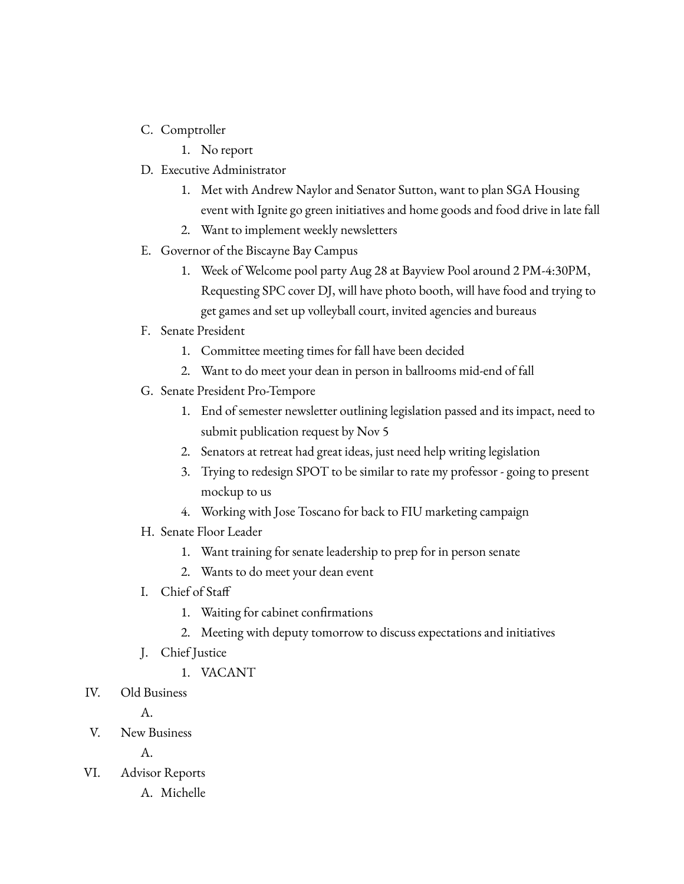C. Comptroller
   1. No report

D. Executive Administrator
   1. Met with Andrew Naylor and Senator Sutton, want to plan SGA Housing event with Ignite go green initiatives and home goods and food drive in late fall
   2. Want to implement weekly newsletters

E. Governor of the Biscayne Bay Campus
   1. Week of Welcome pool party Aug 28 at Bayview Pool around 2 PM-4:30PM, Requesting SPC cover DJ, will have photo booth, will have food and trying to get games and set up volleyball court, invited agencies and bureaus

F. Senate President
   1. Committee meeting times for fall have been decided
   2. Want to do meet your dean in person in ballrooms mid-end of fall

G. Senate President Pro-Tempore
   1. End of semester newsletter outlining legislation passed and its impact, need to submit publication request by Nov 5
   2. Senators at retreat had great ideas, just need help writing legislation
   3. Trying to redesign SPOT to be similar to rate my professor - going to present mockup to us
   4. Working with Jose Toscano for back to FIU marketing campaign

H. Senate Floor Leader
   1. Want training for senate leadership to prep for in person senate
   2. Wants to do meet your dean event

I. Chief of Staff
   1. Waiting for cabinet confirmations
   2. Meeting with deputy tomorrow to discuss expectations and initiatives

J. Chief Justice
   1. VACANT

IV. Old Business

   A.

V. New Business

   A.

VI. Advisor Reports

   A. Michelle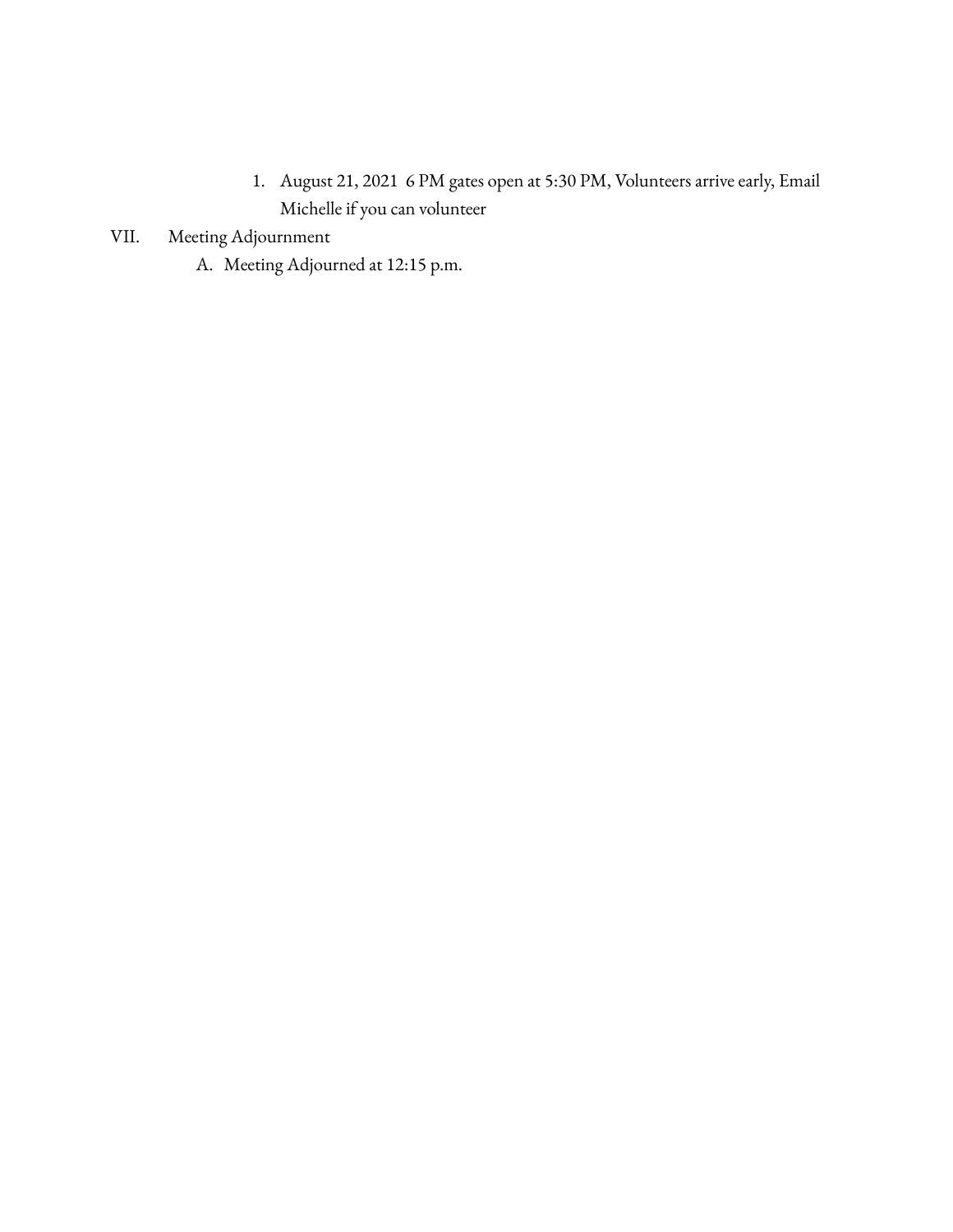1. August 21, 2021  6 PM gates open at 5:30 PM, Volunteers arrive early, Email Michelle if you can volunteer

VII. Meeting Adjournment

   A. Meeting Adjourned at 12:15 p.m.